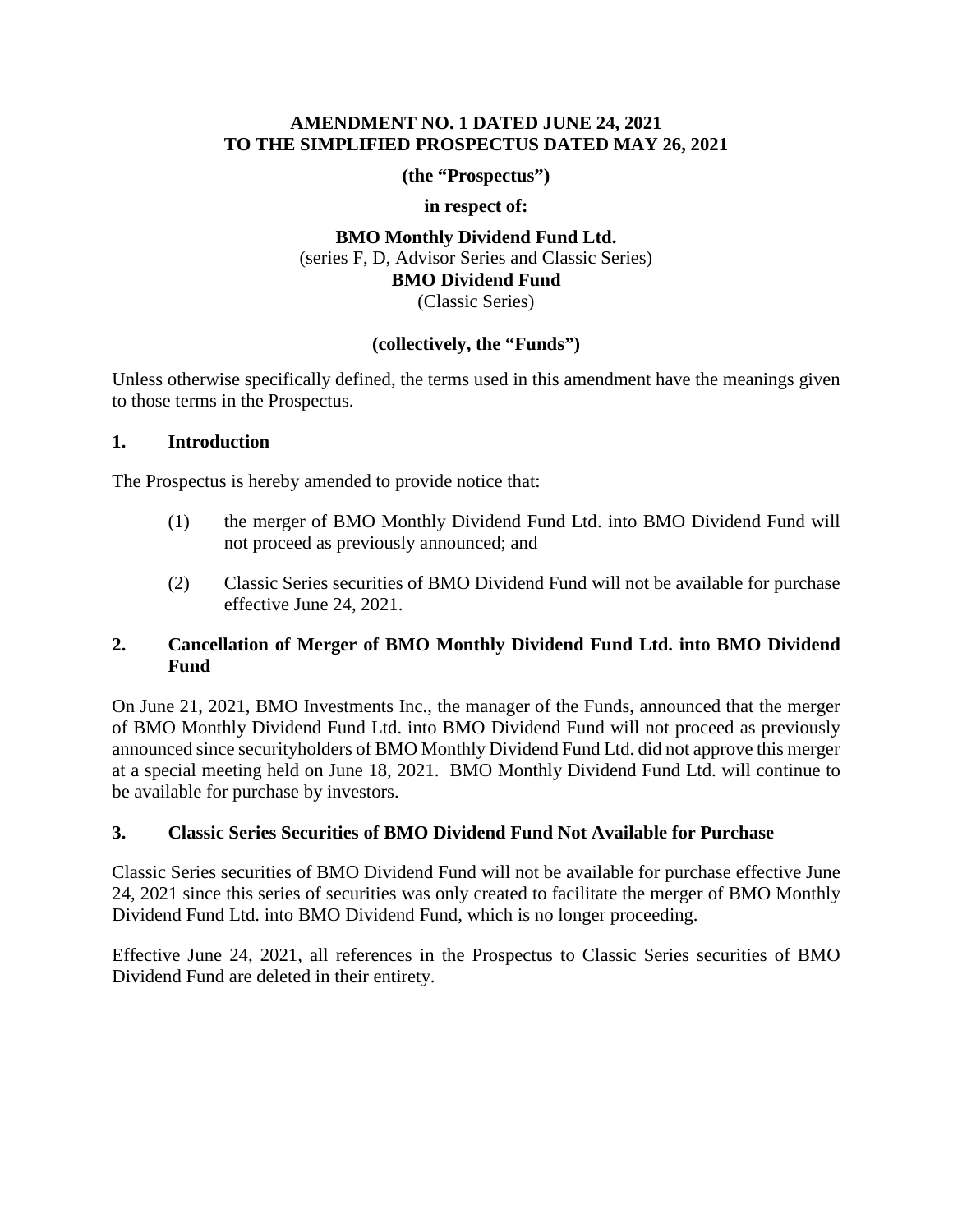**AMENDMENT NO. 1 DATED JUNE 24, 2021**
**TO THE SIMPLIFIED PROSPECTUS DATED MAY 26, 2021**

**(the "Prospectus")**

**in respect of:**

**BMO Monthly Dividend Fund Ltd.**
(series F, D, Advisor Series and Classic Series)
**BMO Dividend Fund**
(Classic Series)

**(collectively, the "Funds")**

Unless otherwise specifically defined, the terms used in this amendment have the meanings given to those terms in the Prospectus.

## 1. Introduction

The Prospectus is hereby amended to provide notice that:

(1) the merger of BMO Monthly Dividend Fund Ltd. into BMO Dividend Fund will not proceed as previously announced; and

(2) Classic Series securities of BMO Dividend Fund will not be available for purchase effective June 24, 2021.

## 2. Cancellation of Merger of BMO Monthly Dividend Fund Ltd. into BMO Dividend Fund

On June 21, 2021, BMO Investments Inc., the manager of the Funds, announced that the merger of BMO Monthly Dividend Fund Ltd. into BMO Dividend Fund will not proceed as previously announced since securityholders of BMO Monthly Dividend Fund Ltd. did not approve this merger at a special meeting held on June 18, 2021. BMO Monthly Dividend Fund Ltd. will continue to be available for purchase by investors.

## 3. Classic Series Securities of BMO Dividend Fund Not Available for Purchase

Classic Series securities of BMO Dividend Fund will not be available for purchase effective June 24, 2021 since this series of securities was only created to facilitate the merger of BMO Monthly Dividend Fund Ltd. into BMO Dividend Fund, which is no longer proceeding.

Effective June 24, 2021, all references in the Prospectus to Classic Series securities of BMO Dividend Fund are deleted in their entirety.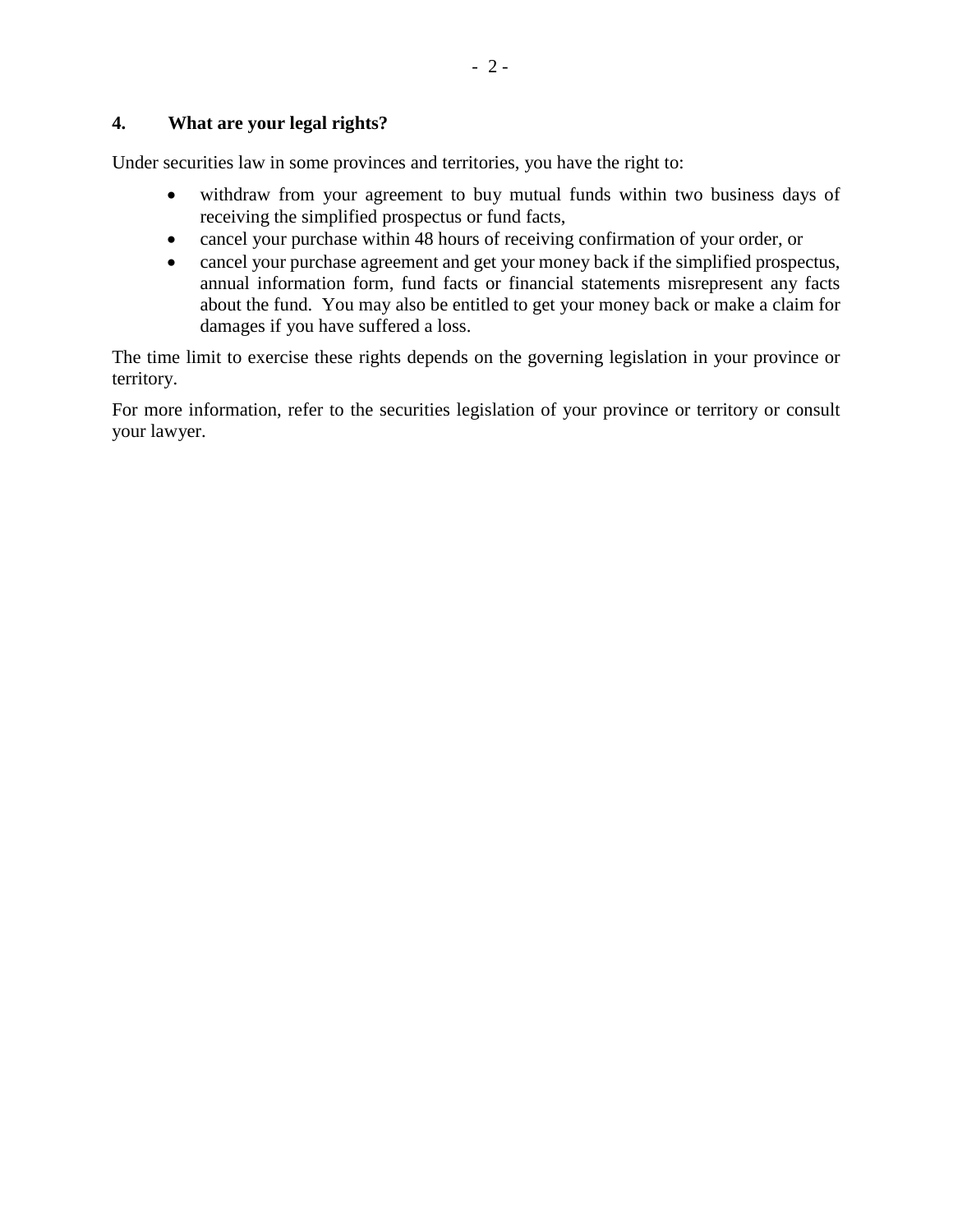## 4. What are your legal rights?

Under securities law in some provinces and territories, you have the right to:

- withdraw from your agreement to buy mutual funds within two business days of receiving the simplified prospectus or fund facts,
- cancel your purchase within 48 hours of receiving confirmation of your order, or
- cancel your purchase agreement and get your money back if the simplified prospectus, annual information form, fund facts or financial statements misrepresent any facts about the fund. You may also be entitled to get your money back or make a claim for damages if you have suffered a loss.

The time limit to exercise these rights depends on the governing legislation in your province or territory.

For more information, refer to the securities legislation of your province or territory or consult your lawyer.